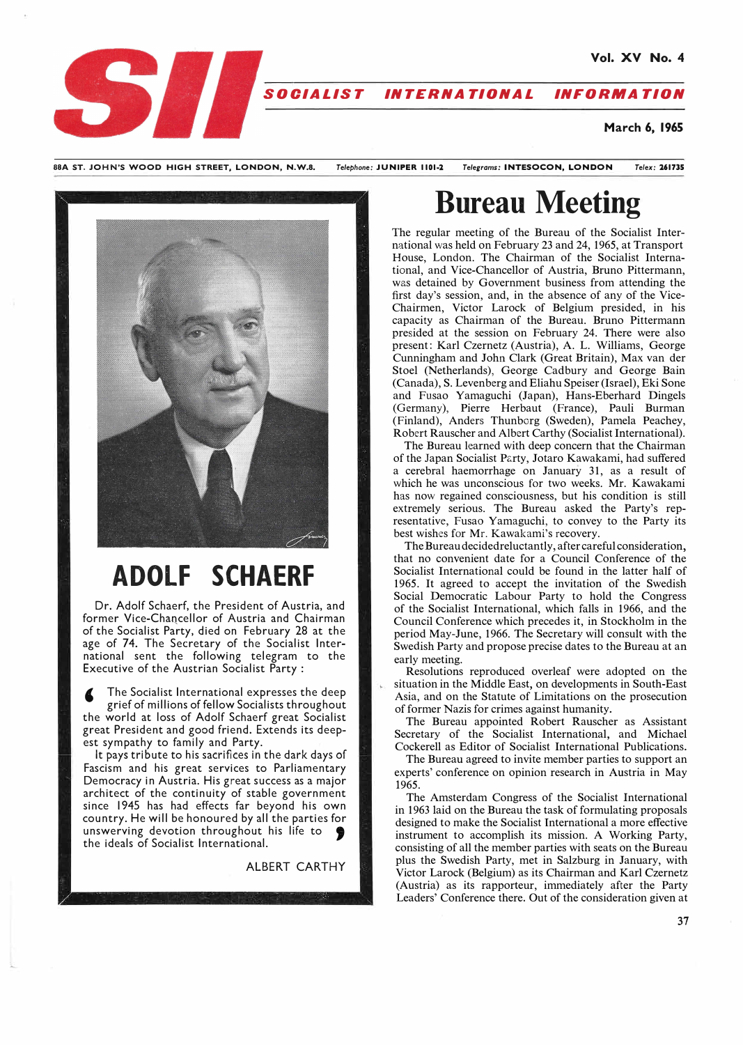# SII

**SOCIALIST INTERNATIONAL INFORMATION**

Vol. XV No. 4

March 6, 1965

88A ST. JOHN'S WOOD HIGH STREET, LONDON, N.W.8. *Telephone:* JUNIPER 1101-2 *Telegrams:* INTESOCON, LONDON *Telex:* 261735

## ADOLF SCHAERF

Dr. Adolf Schaerf, the President of Austria, and former Vice-Chancellor of Austria and Chairman of the Socialist Party, died on February 28 at the age of 74. The Secretary of the Socialist International sent the following telegram to the Executive of the Austrian Socialist Party :

"The Socialist International expresses the deep grief of millions of fellow Socialists throughout the world at loss of Adolf Schaerf great Socialist great President and good friend. Extends its deepest sympathy to family and Party.

It pays tribute to his sacrifices in the dark days of Fascism and his great services to Parliamentary Democracy in Austria. His great success as a major architect of the continuity of stable government since 1945 has had effects far beyond his own country. He will be honoured by all the parties for unswerving devotion throughout his life to the ideals of Socialist International."

ALBERT CARTHY

# Bureau Meeting

The regular meeting of the Bureau of the Socialist International was held on February 23 and 24, 1965, at Transport House, London. The Chairman of the Socialist International, and Vice-Chancellor of Austria, Bruno Pittermann, was detained by Government business from attending the first day's session, and, in the absence of any of the Vice-Chairmen, Victor Larock of Belgium presided, in his capacity as Chairman of the Bureau. Bruno Pittermann presided at the session on February 24. There were also present: Karl Czernetz (Austria), A. L. Williams, George Cunningham and John Clark (Great Britain), Max van der Stoel (Netherlands), George Cadbury and George Bain (Canada), S. Levenberg and Eliahu Speiser (Israel), Eki Sone and Fusao Yamaguchi (Japan), Hans-Eberhard Dingels (Germany), Pierre Herbaut (France), Pauli Burman (Finland), Anders Thunberg (Sweden), Pamela Peachey, Robert Rauscher and Albert Carthy (Socialist International).

The Bureau learned with deep concern that the Chairman of the Japan Socialist Party, Jotaro Kawakami, had suffered a cerebral haemorrhage on January 31, as a result of which he was unconscious for two weeks. Mr. Kawakami has now regained consciousness, but his condition is still extremely serious. The Bureau asked the Party's representative, Fusao Yamaguchi, to convey to the Party its best wishes for Mr. Kawakami's recovery.

The Bureau decided reluctantly, after careful consideration, that no convenient date for a Council Conference of the Socialist International could be found in the latter half of 1965. It agreed to accept the invitation of the Swedish Social Democratic Labour Party to hold the Congress of the Socialist International, which falls in 1966, and the Council Conference which precedes it, in Stockholm in the period May-June, 1966. The Secretary will consult with the Swedish Party and propose precise dates to the Bureau at an early meeting.

Resolutions reproduced overleaf were adopted on the situation in the Middle East, on developments in South-East Asia, and on the Statute of Limitations on the prosecution of former Nazis for crimes against humanity.

The Bureau appointed Robert Rauscher as Assistant Secretary of the Socialist International, and Michael Cockerell as Editor of Socialist International Publications.

The Bureau agreed to invite member parties to support an experts' conference on opinion research in Austria in May 1965.

The Amsterdam Congress of the Socialist International in 1963 laid on the Bureau the task of formulating proposals designed to make the Socialist International a more effective instrument to accomplish its mission. A Working Party, consisting of all the member parties with seats on the Bureau plus the Swedish Party, met in Salzburg in January, with Victor Larock (Belgium) as its Chairman and Karl Czernetz (Austria) as its rapporteur, immediately after the Party Leaders' Conference there. Out of the consideration given at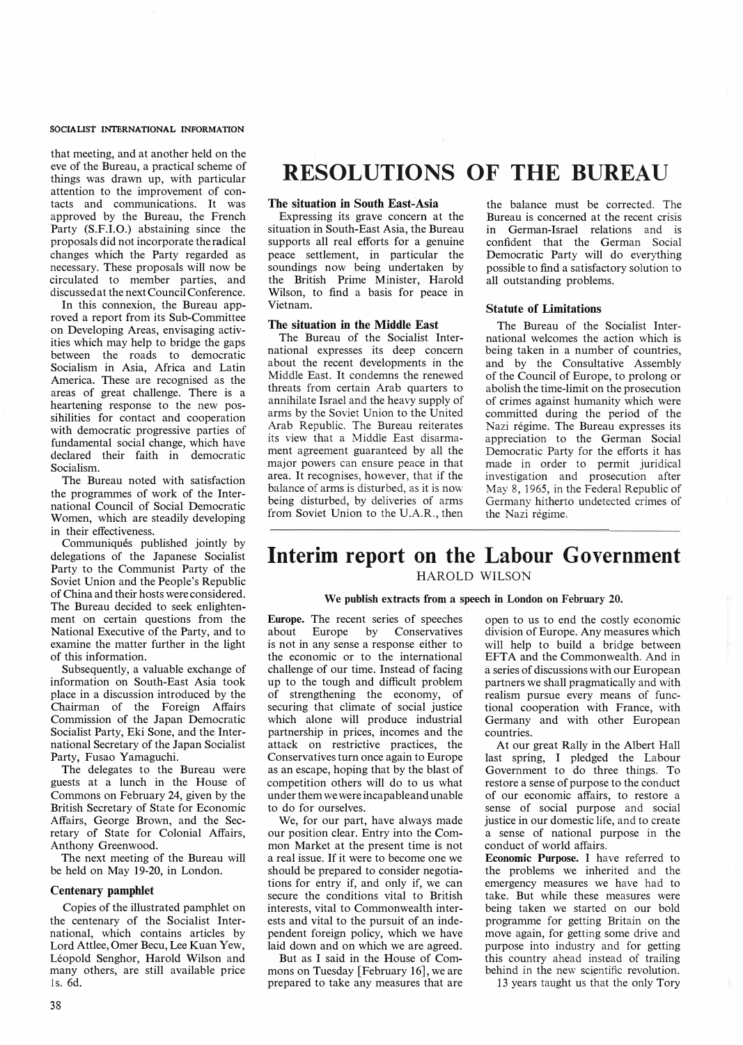that meeting, and at another held on the eve of the Bureau, a practical scheme of things was drawn up, with particular attention to the improvement of contacts and communications. It was approved by the Bureau, the French Party (S.F.I.O.) abstaining since the proposals did not incorporate the radical changes which the Party regarded as necessary. These proposals will now be circulated to member parties, and discussed at the next Council Conference.

In this connexion, the Bureau approved a report from its Sub-Committee on Developing Areas, envisaging activities which may help to bridge the gaps between the roads to democratic Socialism in Asia, Africa and Latin America. These are recognised as the areas of great challenge. There is a heartening response to the new possibilities for contact and cooperation with democratic progressive parties of fundamental social change, which have declared their faith in democratic Socialism.

The Bureau noted with satisfaction the programmes of work of the International Council of Social Democratic Women, which are steadily developing in their effectiveness.

Communiqués published jointly by delegations of the Japanese Socialist Party to the Communist Party of the Soviet Union and the People's Republic of China and their hosts were considered. The Bureau decided to seek enlightenment on certain questions from the National Executive of the Party, and to examine the matter further in the light of this information.

Subsequently, a valuable exchange of information on South-East Asia took place in a discussion introduced by the Chairman of the Foreign Affairs Commission of the Japan Democratic Socialist Party, Eki Sone, and the International Secretary of the Japan Socialist Party, Fusao Yamaguchi.

The delegates to the Bureau were guests at a lunch in the House of Commons on February 24, given by the British Secretary of State for Economic Affairs, George Brown, and the Secretary of State for Colonial Affairs, Anthony Greenwood.

The next meeting of the Bureau will be held on May 19-20, in London.

### Centenary pamphlet

Copies of the illustrated pamphlet on the centenary of the Socialist International, which contains articles by Lord Attlee, Omer Becu, Lee Kuan Yew, Léopold Senghor, Harold Wilson and many others, are still available price 1s. 6d.

# RESOLUTIONS OF THE BUREAU

### The situation in South East-Asia

Expressing its grave concern at the situation in South-East Asia, the Bureau supports all real efforts for a genuine peace settlement, in particular the soundings now being undertaken by the British Prime Minister, Harold Wilson, to find a basis for peace in Vietnam.

### The situation in the Middle East

The Bureau of the Socialist International expresses its deep concern about the recent developments in the Middle East. It condemns the renewed threats from certain Arab quarters to annihilate Israel and the heavy supply of arms by the Soviet Union to the United Arab Republic. The Bureau reiterates its view that a Middle East disarmament agreement guaranteed by all the major powers can ensure peace in that area. It recognises, however, that if the balance of arms is disturbed, as it is now being disturbed, by deliveries of arms from Soviet Union to the U.A.R., then the balance must be corrected. The Bureau is concerned at the recent crisis in German-Israel relations and is confident that the German Social Democratic Party will do everything possible to find a satisfactory solution to all outstanding problems.

### Statute of Limitations

The Bureau of the Socialist International welcomes the action which is being taken in a number of countries, and by the Consultative Assembly of the Council of Europe, to prolong or abolish the time-limit on the prosecution of crimes against humanity which were committed during the period of the Nazi régime. The Bureau expresses its appreciation to the German Social Democratic Party for the efforts it has made in order to permit juridical investigation and prosecution after May 8, 1965, in the Federal Republic of Germany hitherto undetected crimes of the Nazi régime.

# Interim report on the Labour Government

HAROLD WILSON

**We publish extracts from a speech in London on February 20.**

**Europe.** The recent series of speeches about Europe by Conservatives is not in any sense a response either to the economic or to the international challenge of our time. Instead of facing up to the tough and difficult problem of strengthening the economy, of securing that climate of social justice which alone will produce industrial partnership in prices, incomes and the attack on restrictive practices, the Conservatives turn once again to Europe as an escape, hoping that by the blast of competition others will do to us what under them we were incapable and unable to do for ourselves.

We, for our part, have always made our position clear. Entry into the Common Market at the present time is not a real issue. If it were to become one we should be prepared to consider negotiations for entry if, and only if, we can secure the conditions vital to British interests, vital to Commonwealth interests and vital to the pursuit of an independent foreign policy, which we have laid down and on which we are agreed.

But as I said in the House of Commons on Tuesday [February 16], we are prepared to take any measures that are open to us to end the costly economic division of Europe. Any measures which will help to build a bridge between EFTA and the Commonwealth. And in a series of discussions with our European partners we shall pragmatically and with realism pursue every means of functional cooperation with France, with Germany and with other European countries.

At our great Rally in the Albert Hall last spring, I pledged the Labour Government to do three things. To restore a sense of purpose to the conduct of our economic affairs, to restore a sense of social purpose and social justice in our domestic life, and to create a sense of national purpose in the conduct of world affairs.

**Economic Purpose.** I have referred to the problems we inherited and the emergency measures we have had to take. But while these measures were being taken we started on our bold programme for getting Britain on the move again, for getting some drive and purpose into industry and for getting this country ahead instead of trailing behind in the new scientific revolution.

13 years taught us that the only Tory